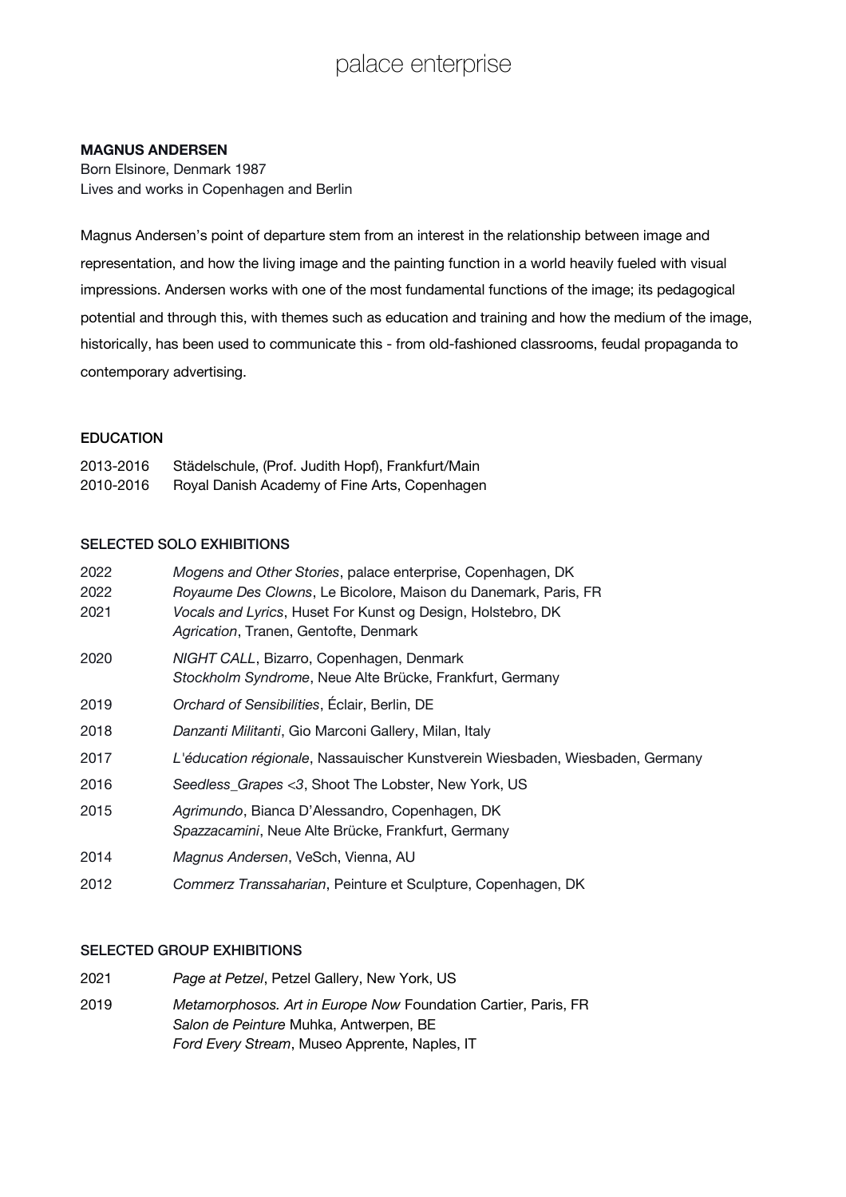palace enterprise

**MAGNUS ANDERSEN**
Born Elsinore, Denmark 1987
Lives and works in Copenhagen and Berlin

Magnus Andersen's point of departure stem from an interest in the relationship between image and representation, and how the living image and the painting function in a world heavily fueled with visual impressions. Andersen works with one of the most fundamental functions of the image; its pedagogical potential and through this, with themes such as education and training and how the medium of the image, historically, has been used to communicate this - from old-fashioned classrooms, feudal propaganda to contemporary advertising.

## EDUCATION

2013-2016 Städelschule, (Prof. Judith Hopf), Frankfurt/Main
2010-2016 Royal Danish Academy of Fine Arts, Copenhagen

## SELECTED SOLO EXHIBITIONS

2022 *Mogens and Other Stories*, palace enterprise, Copenhagen, DK
2022 *Royaume Des Clowns*, Le Bicolore, Maison du Danemark, Paris, FR
2021 *Vocals and Lyrics*, Huset For Kunst og Design, Holstebro, DK
*Agrication*, Tranen, Gentofte, Denmark
2020 *NIGHT CALL*, Bizarro, Copenhagen, Denmark
*Stockholm Syndrome*, Neue Alte Brücke, Frankfurt, Germany
2019 *Orchard of Sensibilities*, Éclair, Berlin, DE
2018 *Danzanti Militanti*, Gio Marconi Gallery, Milan, Italy
2017 *L'éducation régionale*, Nassauischer Kunstverein Wiesbaden, Wiesbaden, Germany
2016 *Seedless_Grapes <3*, Shoot The Lobster, New York, US
2015 *Agrimundo*, Bianca D'Alessandro, Copenhagen, DK
*Spazzacamini*, Neue Alte Brücke, Frankfurt, Germany
2014 *Magnus Andersen*, VeSch, Vienna, AU
2012 *Commerz Transsaharian*, Peinture et Sculpture, Copenhagen, DK

## SELECTED GROUP EXHIBITIONS

2021 *Page at Petzel*, Petzel Gallery, New York, US
2019 *Metamorphosos. Art in Europe Now* Foundation Cartier, Paris, FR
*Salon de Peinture* Muhka, Antwerpen, BE
*Ford Every Stream*, Museo Apprente, Naples, IT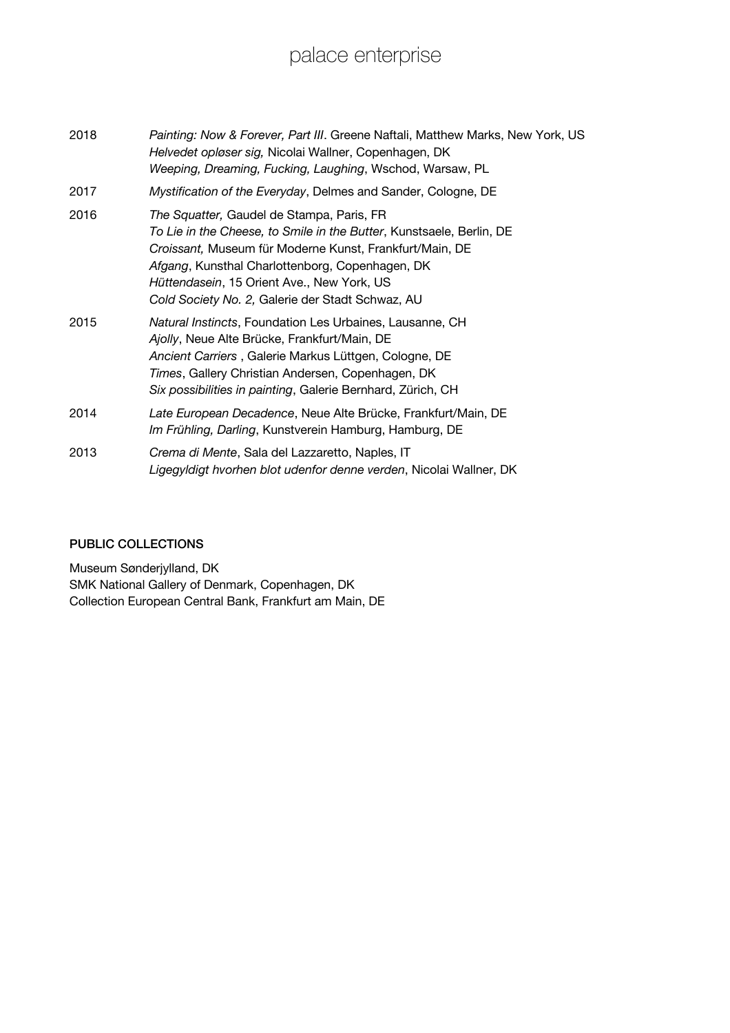| | |
|---|---|
| 2018 | *Painting: Now & Forever, Part III*. Greene Naftali, Matthew Marks, New York, US<br>*Helvedet opløser sig,* Nicolai Wallner, Copenhagen, DK<br>*Weeping, Dreaming, Fucking, Laughing*, Wschod, Warsaw, PL |
| 2017 | *Mystification of the Everyday*, Delmes and Sander, Cologne, DE |
| 2016 | *The Squatter,* Gaudel de Stampa, Paris, FR<br>*To Lie in the Cheese, to Smile in the Butter*, Kunstsaele, Berlin, DE<br>*Croissant,* Museum für Moderne Kunst, Frankfurt/Main, DE<br>*Afgang*, Kunsthal Charlottenborg, Copenhagen, DK<br>*Hüttendasein*, 15 Orient Ave., New York, US<br>*Cold Society No. 2,* Galerie der Stadt Schwaz, AU |
| 2015 | *Natural Instincts*, Foundation Les Urbaines, Lausanne, CH<br>*Ajolly*, Neue Alte Brücke, Frankfurt/Main, DE<br>*Ancient Carriers* , Galerie Markus Lüttgen, Cologne, DE<br>*Times*, Gallery Christian Andersen, Copenhagen, DK<br>*Six possibilities in painting*, Galerie Bernhard, Zürich, CH |
| 2014 | *Late European Decadence*, Neue Alte Brücke, Frankfurt/Main, DE<br>*Im Frühling, Darling*, Kunstverein Hamburg, Hamburg, DE |
| 2013 | *Crema di Mente*, Sala del Lazzaretto, Naples, IT<br>*Ligegyldigt hvorhen blot udenfor denne verden*, Nicolai Wallner, DK |

**PUBLIC COLLECTIONS**

Museum Sønderjylland, DK
SMK National Gallery of Denmark, Copenhagen, DK
Collection European Central Bank, Frankfurt am Main, DE